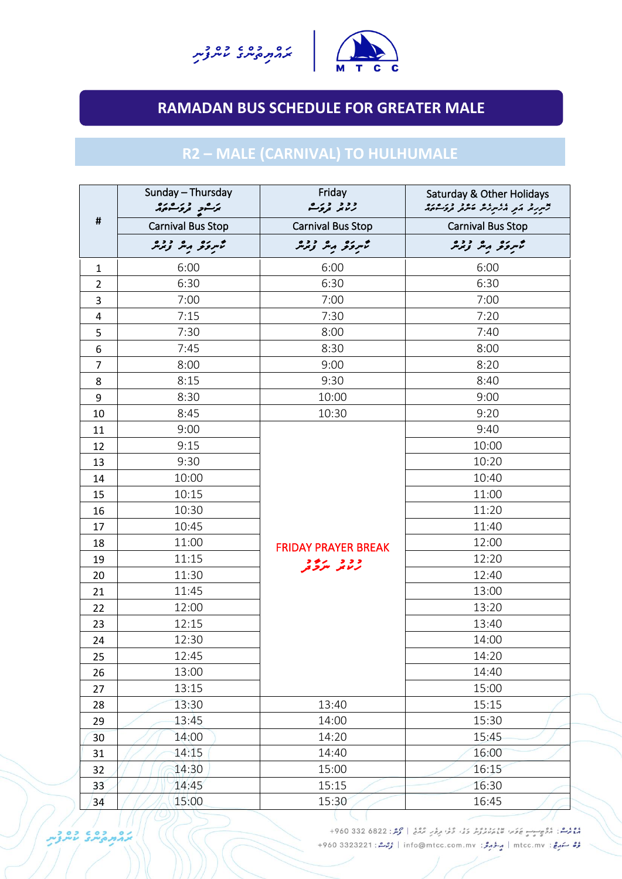# RAMADAN BUS SCHEDULE FOR GREATER MALE

## R2 – MALE (CARNIVAL) TO HULHUMALE

| # | Sunday – Thursday | Friday | Saturday & Other Holidays |
|---|---|---|---|
| | Carnival Bus Stop | Carnival Bus Stop | Carnival Bus Stop |
| 1 | 6:00 | 6:00 | 6:00 |
| 2 | 6:30 | 6:30 | 6:30 |
| 3 | 7:00 | 7:00 | 7:00 |
| 4 | 7:15 | 7:30 | 7:20 |
| 5 | 7:30 | 8:00 | 7:40 |
| 6 | 7:45 | 8:30 | 8:00 |
| 7 | 8:00 | 9:00 | 8:20 |
| 8 | 8:15 | 9:30 | 8:40 |
| 9 | 8:30 | 10:00 | 9:00 |
| 10 | 8:45 | 10:30 | 9:20 |
| 11 | 9:00 | FRIDAY PRAYER BREAK | 9:40 |
| 12 | 9:15 | | 10:00 |
| 13 | 9:30 | | 10:20 |
| 14 | 10:00 | | 10:40 |
| 15 | 10:15 | | 11:00 |
| 16 | 10:30 | | 11:20 |
| 17 | 10:45 | | 11:40 |
| 18 | 11:00 | | 12:00 |
| 19 | 11:15 | | 12:20 |
| 20 | 11:30 | | 12:40 |
| 21 | 11:45 | | 13:00 |
| 22 | 12:00 | | 13:20 |
| 23 | 12:15 | | 13:40 |
| 24 | 12:30 | | 14:00 |
| 25 | 12:45 | | 14:20 |
| 26 | 13:00 | | 14:40 |
| 27 | 13:15 | | 15:00 |
| 28 | 13:30 | 13:40 | 15:15 |
| 29 | 13:45 | 14:00 | 15:30 |
| 30 | 14:00 | 14:20 | 15:45 |
| 31 | 14:15 | 14:40 | 16:00 |
| 32 | 14:30 | 15:00 | 16:15 |
| 33 | 14:45 | 15:15 | 16:30 |
| 34 | 15:00 | 15:30 | 16:45 |

+960 332 6822 | +960 3323221 | info@mtcc.com.mv | mtcc.mv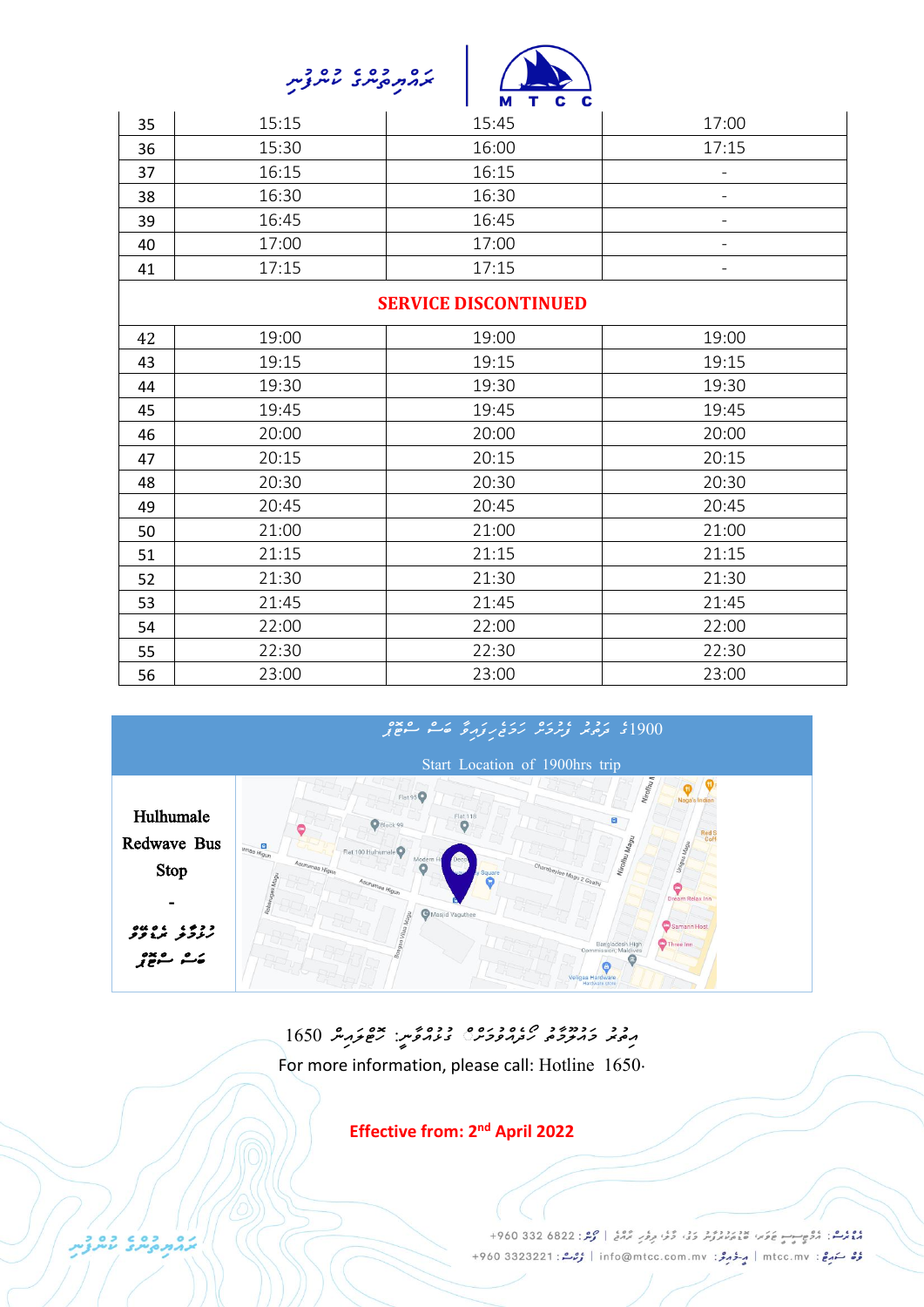| | | | |
|---|---|---|---|
| 35 | 15:15 | 15:45 | 17:00 |
| 36 | 15:30 | 16:00 | 17:15 |
| 37 | 16:15 | 16:15 | - |
| 38 | 16:30 | 16:30 | - |
| 39 | 16:45 | 16:45 | - |
| 40 | 17:00 | 17:00 | - |
| 41 | 17:15 | 17:15 | - |
| **SERVICE DISCONTINUED** | | | |
| 42 | 19:00 | 19:00 | 19:00 |
| 43 | 19:15 | 19:15 | 19:15 |
| 44 | 19:30 | 19:30 | 19:30 |
| 45 | 19:45 | 19:45 | 19:45 |
| 46 | 20:00 | 20:00 | 20:00 |
| 47 | 20:15 | 20:15 | 20:15 |
| 48 | 20:30 | 20:30 | 20:30 |
| 49 | 20:45 | 20:45 | 20:45 |
| 50 | 21:00 | 21:00 | 21:00 |
| 51 | 21:15 | 21:15 | 21:15 |
| 52 | 21:30 | 21:30 | 21:30 |
| 53 | 21:45 | 21:45 | 21:45 |
| 54 | 22:00 | 22:00 | 22:00 |
| 55 | 22:30 | 22:30 | 22:30 |
| 56 | 23:00 | 23:00 | 23:00 |

1900ގެ ދަތުރު ފެށުމަށް ހުޅުމާލޭ ރެޑްވޭވް ބަސް ސްޓޮޕް

Start Location of 1900hrs trip

**Hulhumale Redwave Bus Stop**

-

ހުޅުމާލެ ރެޑްވޭވް ބަސް ސްޓޮޕް

Hulhumale, Flat 95, Flat 118, Block 99, Flat 100 Hulhumale, Masjid Vaguthee, Bangladesh High Commission, Maldives, Nirolhu Magu, Chambeylee Magu, Asurumaa Higun, Dream Relax Inn, Samann Host, Three Inn, Veligaa Hardware, Naga's Indian

އިތުރު މަޢުލޫމާތު ހޯދުމަށް ގުޅުއްވާ: ހޮޓްލައިން 1650

For more information, please call: Hotline 1650.

**Effective from: 2nd April 2022**